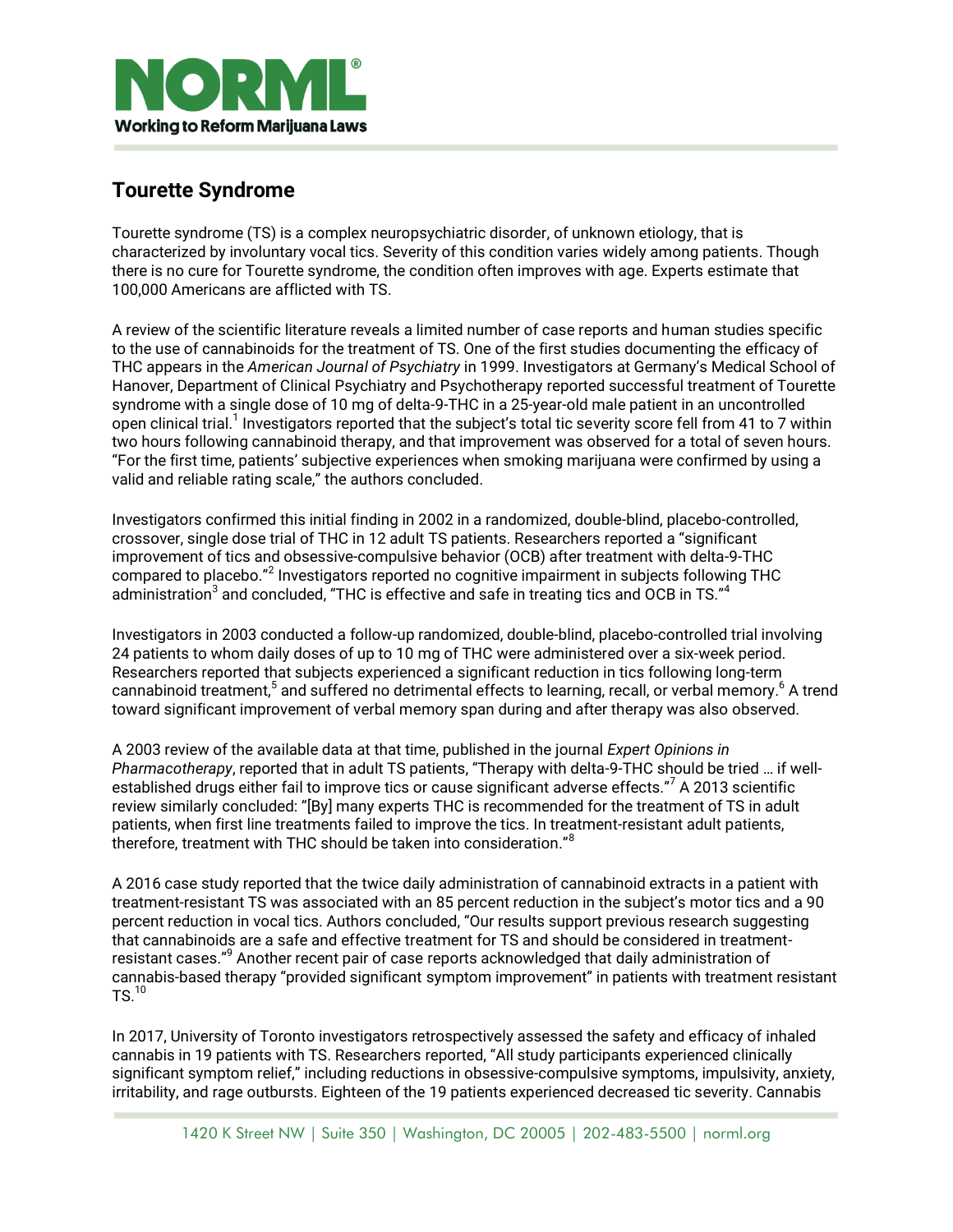# Tourette Syndrome

Tourette syndrome (TS) is a complex neuropsychiatric disorder, of unknown etiology, that is characterized by involuntary vocal tics. Severity of this condition varies widely among patients. Though there is no cure for Tourette syndrome, the condition often improves with age. Experts estimate that 100,000 Americans are afflicted with TS.

A review of the scientific literature reveals a limited number of case reports and human studies specific to the use of cannabinoids for the treatment of TS. One of the first studies documenting the efficacy of THC appears in the *American Journal of Psychiatry* in 1999. Investigators at Germany's Medical School of Hanover, Department of Clinical Psychiatry and Psychotherapy reported successful treatment of Tourette syndrome with a single dose of 10 mg of delta-9-THC in a 25-year-old male patient in an uncontrolled open clinical trial.[1] Investigators reported that the subject's total tic severity score fell from 41 to 7 within two hours following cannabinoid therapy, and that improvement was observed for a total of seven hours. "For the first time, patients' subjective experiences when smoking marijuana were confirmed by using a valid and reliable rating scale," the authors concluded.

Investigators confirmed this initial finding in 2002 in a randomized, double-blind, placebo-controlled, crossover, single dose trial of THC in 12 adult TS patients. Researchers reported a "significant improvement of tics and obsessive-compulsive behavior (OCB) after treatment with delta-9-THC compared to placebo."[2] Investigators reported no cognitive impairment in subjects following THC administration[3] and concluded, "THC is effective and safe in treating tics and OCB in TS."[4]

Investigators in 2003 conducted a follow-up randomized, double-blind, placebo-controlled trial involving 24 patients to whom daily doses of up to 10 mg of THC were administered over a six-week period. Researchers reported that subjects experienced a significant reduction in tics following long-term cannabinoid treatment,[5] and suffered no detrimental effects to learning, recall, or verbal memory.[6] A trend toward significant improvement of verbal memory span during and after therapy was also observed.

A 2003 review of the available data at that time, published in the journal *Expert Opinions in Pharmacotherapy*, reported that in adult TS patients, "Therapy with delta-9-THC should be tried … if well-established drugs either fail to improve tics or cause significant adverse effects."[7] A 2013 scientific review similarly concluded: "[By] many experts THC is recommended for the treatment of TS in adult patients, when first line treatments failed to improve the tics. In treatment-resistant adult patients, therefore, treatment with THC should be taken into consideration."[8]

A 2016 case study reported that the twice daily administration of cannabinoid extracts in a patient with treatment-resistant TS was associated with an 85 percent reduction in the subject's motor tics and a 90 percent reduction in vocal tics. Authors concluded, "Our results support previous research suggesting that cannabinoids are a safe and effective treatment for TS and should be considered in treatment-resistant cases."[9] Another recent pair of case reports acknowledged that daily administration of cannabis-based therapy "provided significant symptom improvement" in patients with treatment resistant TS.[10]

In 2017, University of Toronto investigators retrospectively assessed the safety and efficacy of inhaled cannabis in 19 patients with TS. Researchers reported, "All study participants experienced clinically significant symptom relief," including reductions in obsessive-compulsive symptoms, impulsivity, anxiety, irritability, and rage outbursts. Eighteen of the 19 patients experienced decreased tic severity. Cannabis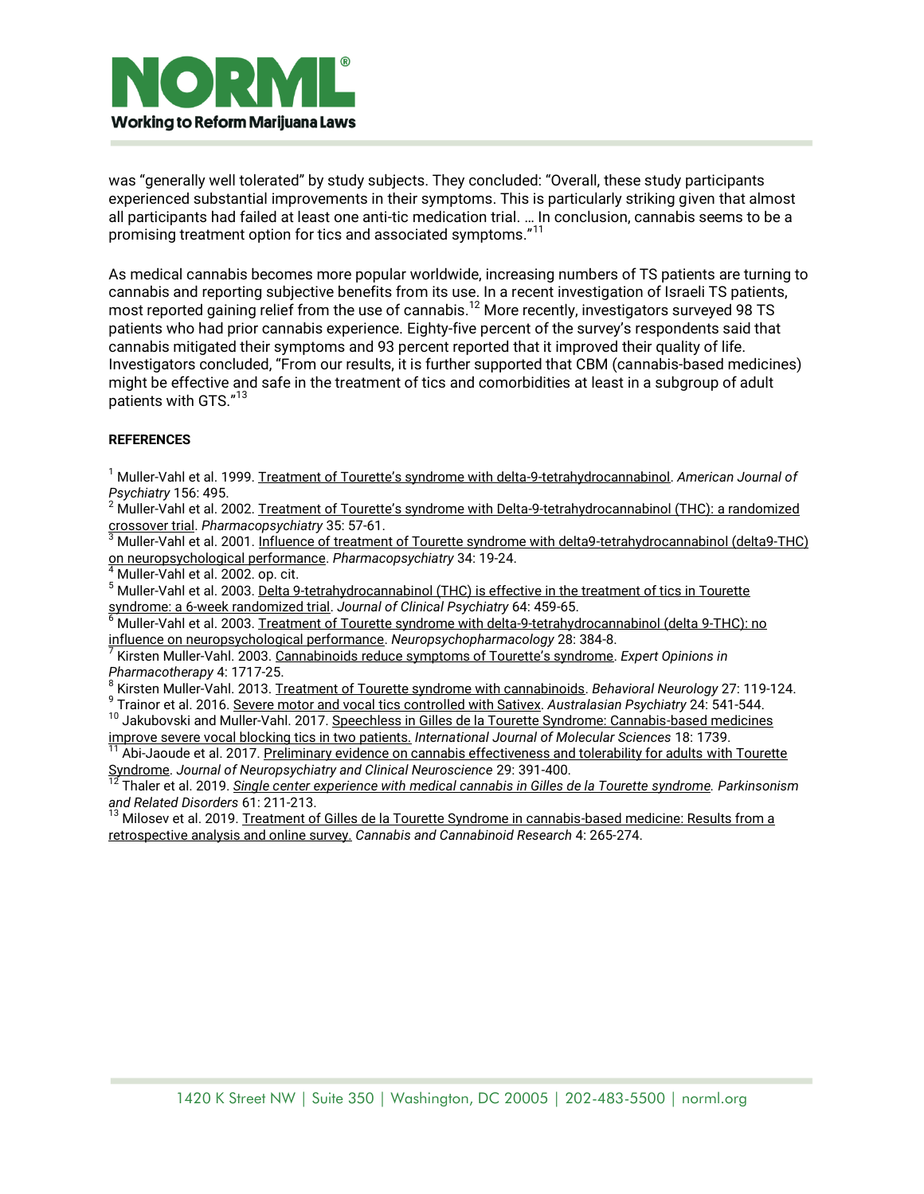was "generally well tolerated" by study subjects. They concluded: "Overall, these study participants experienced substantial improvements in their symptoms. This is particularly striking given that almost all participants had failed at least one anti-tic medication trial. … In conclusion, cannabis seems to be a promising treatment option for tics and associated symptoms."[11]

As medical cannabis becomes more popular worldwide, increasing numbers of TS patients are turning to cannabis and reporting subjective benefits from its use. In a recent investigation of Israeli TS patients, most reported gaining relief from the use of cannabis.[12] More recently, investigators surveyed 98 TS patients who had prior cannabis experience. Eighty-five percent of the survey's respondents said that cannabis mitigated their symptoms and 93 percent reported that it improved their quality of life. Investigators concluded, "From our results, it is further supported that CBM (cannabis-based medicines) might be effective and safe in the treatment of tics and comorbidities at least in a subgroup of adult patients with GTS."[13]

**REFERENCES**

[1] Muller-Vahl et al. 1999. Treatment of Tourette's syndrome with delta-9-tetrahydrocannabinol. *American Journal of Psychiatry* 156: 495.
[2] Muller-Vahl et al. 2002. Treatment of Tourette's syndrome with Delta-9-tetrahydrocannabinol (THC): a randomized crossover trial. *Pharmacopsychiatry* 35: 57-61.
[3] Muller-Vahl et al. 2001. Influence of treatment of Tourette syndrome with delta9-tetrahydrocannabinol (delta9-THC) on neuropsychological performance. *Pharmacopsychiatry* 34: 19-24.
[4] Muller-Vahl et al. 2002. op. cit.
[5] Muller-Vahl et al. 2003. Delta 9-tetrahydrocannabinol (THC) is effective in the treatment of tics in Tourette syndrome: a 6-week randomized trial. *Journal of Clinical Psychiatry* 64: 459-65.
[6] Muller-Vahl et al. 2003. Treatment of Tourette syndrome with delta-9-tetrahydrocannabinol (delta 9-THC): no influence on neuropsychological performance. *Neuropsychopharmacology* 28: 384-8.
[7] Kirsten Muller-Vahl. 2003. Cannabinoids reduce symptoms of Tourette's syndrome. *Expert Opinions in Pharmacotherapy* 4: 1717-25.
[8] Kirsten Muller-Vahl. 2013. Treatment of Tourette syndrome with cannabinoids. *Behavioral Neurology* 27: 119-124.
[9] Trainor et al. 2016. Severe motor and vocal tics controlled with Sativex. *Australasian Psychiatry* 24: 541-544.
[10] Jakubovski and Muller-Vahl. 2017. Speechless in Gilles de la Tourette Syndrome: Cannabis-based medicines improve severe vocal blocking tics in two patients. *International Journal of Molecular Sciences* 18: 1739.
[11] Abi-Jaoude et al. 2017. Preliminary evidence on cannabis effectiveness and tolerability for adults with Tourette Syndrome. *Journal of Neuropsychiatry and Clinical Neuroscience* 29: 391-400.
[12] Thaler et al. 2019. *Single center experience with medical cannabis in Gilles de la Tourette syndrome. Parkinsonism and Related Disorders* 61: 211-213.
[13] Milosev et al. 2019. Treatment of Gilles de la Tourette Syndrome in cannabis-based medicine: Results from a retrospective analysis and online survey. *Cannabis and Cannabinoid Research* 4: 265-274.